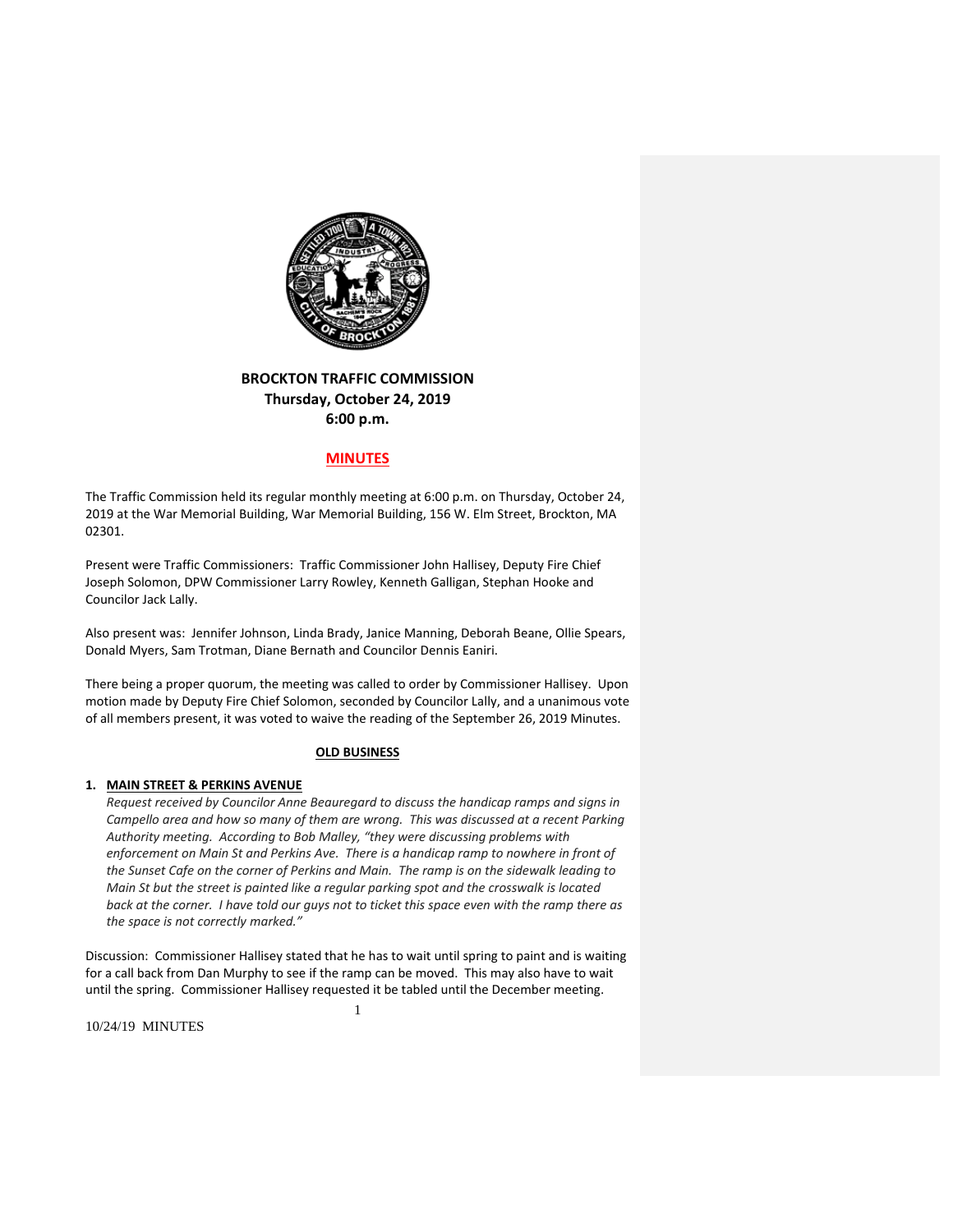# BROCKTON TRAFFIC COMMISSION

**Thursday, October 24, 2019**
**6:00 p.m.**

## MINUTES

The Traffic Commission held its regular monthly meeting at 6:00 p.m. on Thursday, October 24, 2019 at the War Memorial Building, War Memorial Building, 156 W. Elm Street, Brockton, MA 02301.

Present were Traffic Commissioners: Traffic Commissioner John Hallisey, Deputy Fire Chief Joseph Solomon, DPW Commissioner Larry Rowley, Kenneth Galligan, Stephan Hooke and Councilor Jack Lally.

Also present was: Jennifer Johnson, Linda Brady, Janice Manning, Deborah Beane, Ollie Spears, Donald Myers, Sam Trotman, Diane Bernath and Councilor Dennis Eaniri.

There being a proper quorum, the meeting was called to order by Commissioner Hallisey. Upon motion made by Deputy Fire Chief Solomon, seconded by Councilor Lally, and a unanimous vote of all members present, it was voted to waive the reading of the September 26, 2019 Minutes.

### OLD BUSINESS

**1. MAIN STREET & PERKINS AVENUE**

*Request received by Councilor Anne Beauregard to discuss the handicap ramps and signs in Campello area and how so many of them are wrong. This was discussed at a recent Parking Authority meeting. According to Bob Malley, "they were discussing problems with enforcement on Main St and Perkins Ave. There is a handicap ramp to nowhere in front of the Sunset Cafe on the corner of Perkins and Main. The ramp is on the sidewalk leading to Main St but the street is painted like a regular parking spot and the crosswalk is located back at the corner. I have told our guys not to ticket this space even with the ramp there as the space is not correctly marked."*

Discussion: Commissioner Hallisey stated that he has to wait until spring to paint and is waiting for a call back from Dan Murphy to see if the ramp can be moved. This may also have to wait until the spring. Commissioner Hallisey requested it be tabled until the December meeting.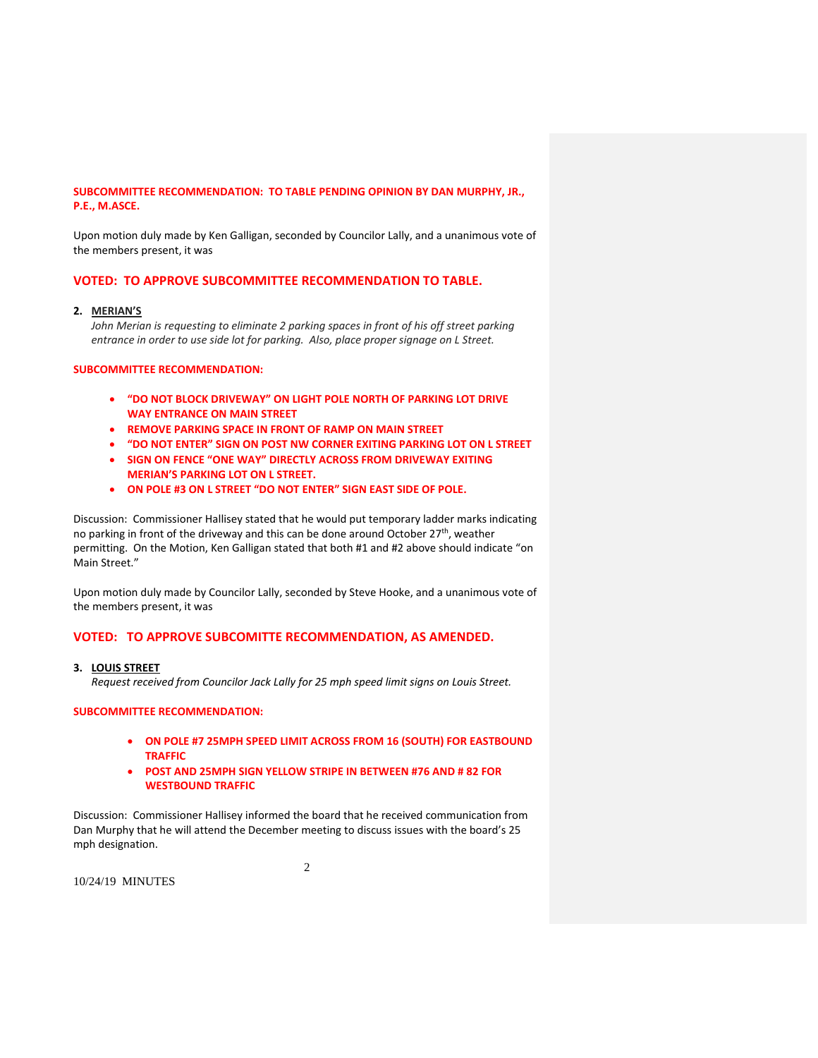**SUBCOMMITTEE RECOMMENDATION: TO TABLE PENDING OPINION BY DAN MURPHY, JR., P.E., M.ASCE.**

Upon motion duly made by Ken Galligan, seconded by Councilor Lally, and a unanimous vote of the members present, it was

**VOTED: TO APPROVE SUBCOMMITTEE RECOMMENDATION TO TABLE.**

2. **MERIAN'S**

   *John Merian is requesting to eliminate 2 parking spaces in front of his off street parking entrance in order to use side lot for parking. Also, place proper signage on L Street.*

**SUBCOMMITTEE RECOMMENDATION:**

- **"DO NOT BLOCK DRIVEWAY" ON LIGHT POLE NORTH OF PARKING LOT DRIVE WAY ENTRANCE ON MAIN STREET**
- **REMOVE PARKING SPACE IN FRONT OF RAMP ON MAIN STREET**
- **"DO NOT ENTER" SIGN ON POST NW CORNER EXITING PARKING LOT ON L STREET**
- **SIGN ON FENCE "ONE WAY" DIRECTLY ACROSS FROM DRIVEWAY EXITING MERIAN'S PARKING LOT ON L STREET.**
- **ON POLE #3 ON L STREET "DO NOT ENTER" SIGN EAST SIDE OF POLE.**

Discussion: Commissioner Hallisey stated that he would put temporary ladder marks indicating no parking in front of the driveway and this can be done around October 27th, weather permitting. On the Motion, Ken Galligan stated that both #1 and #2 above should indicate "on Main Street."

Upon motion duly made by Councilor Lally, seconded by Steve Hooke, and a unanimous vote of the members present, it was

**VOTED: TO APPROVE SUBCOMITTE RECOMMENDATION, AS AMENDED.**

3. **LOUIS STREET**

   *Request received from Councilor Jack Lally for 25 mph speed limit signs on Louis Street.*

**SUBCOMMITTEE RECOMMENDATION:**

- **ON POLE #7 25MPH SPEED LIMIT ACROSS FROM 16 (SOUTH) FOR EASTBOUND TRAFFIC**
- **POST AND 25MPH SIGN YELLOW STRIPE IN BETWEEN #76 AND # 82 FOR WESTBOUND TRAFFIC**

Discussion: Commissioner Hallisey informed the board that he received communication from Dan Murphy that he will attend the December meeting to discuss issues with the board's 25 mph designation.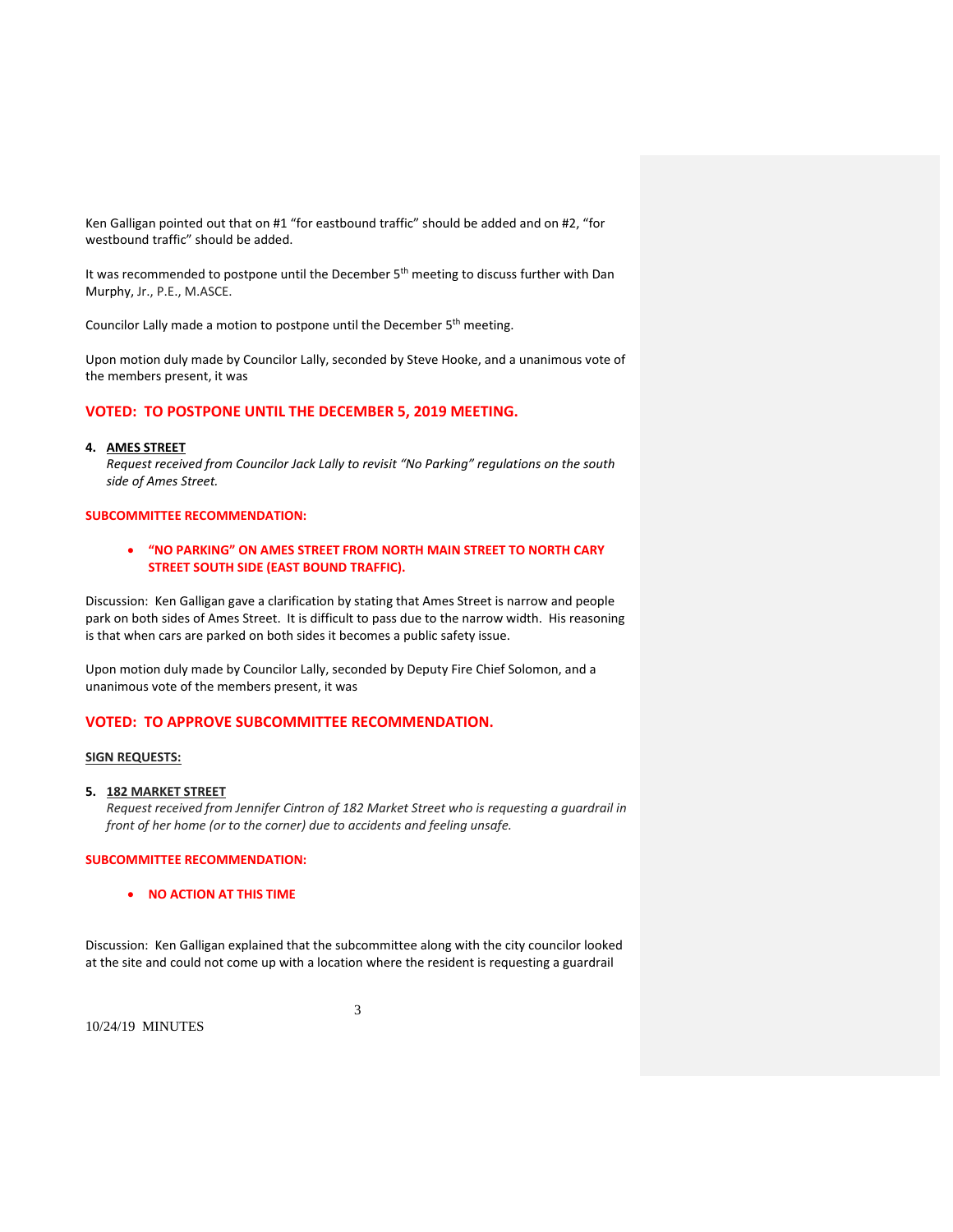Ken Galligan pointed out that on #1 "for eastbound traffic" should be added and on #2, "for westbound traffic" should be added.

It was recommended to postpone until the December 5th meeting to discuss further with Dan Murphy, Jr., P.E., M.ASCE.

Councilor Lally made a motion to postpone until the December 5th meeting.

Upon motion duly made by Councilor Lally, seconded by Steve Hooke, and a unanimous vote of the members present, it was

**VOTED: TO POSTPONE UNTIL THE DECEMBER 5, 2019 MEETING.**

4. **AMES STREET**
   *Request received from Councilor Jack Lally to revisit "No Parking" regulations on the south side of Ames Street.*

**SUBCOMMITTEE RECOMMENDATION:**

- **"NO PARKING" ON AMES STREET FROM NORTH MAIN STREET TO NORTH CARY STREET SOUTH SIDE (EAST BOUND TRAFFIC).**

Discussion: Ken Galligan gave a clarification by stating that Ames Street is narrow and people park on both sides of Ames Street. It is difficult to pass due to the narrow width. His reasoning is that when cars are parked on both sides it becomes a public safety issue.

Upon motion duly made by Councilor Lally, seconded by Deputy Fire Chief Solomon, and a unanimous vote of the members present, it was

**VOTED: TO APPROVE SUBCOMMITTEE RECOMMENDATION.**

**SIGN REQUESTS:**

5. **182 MARKET STREET**
   *Request received from Jennifer Cintron of 182 Market Street who is requesting a guardrail in front of her home (or to the corner) due to accidents and feeling unsafe.*

**SUBCOMMITTEE RECOMMENDATION:**

- **NO ACTION AT THIS TIME**

Discussion: Ken Galligan explained that the subcommittee along with the city councilor looked at the site and could not come up with a location where the resident is requesting a guardrail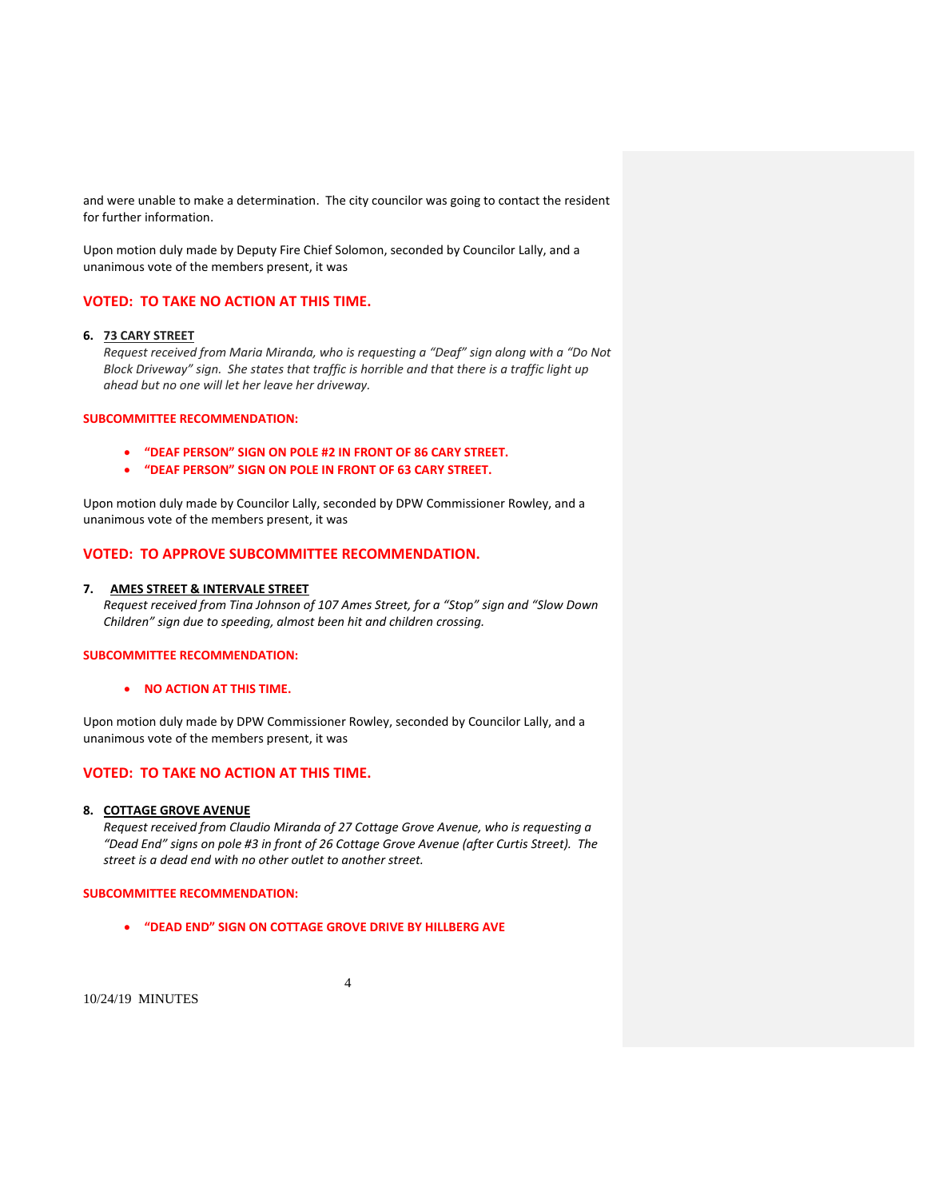and were unable to make a determination. The city councilor was going to contact the resident for further information.

Upon motion duly made by Deputy Fire Chief Solomon, seconded by Councilor Lally, and a unanimous vote of the members present, it was

**VOTED: TO TAKE NO ACTION AT THIS TIME.**

**6. 73 CARY STREET**

*Request received from Maria Miranda, who is requesting a "Deaf" sign along with a "Do Not Block Driveway" sign. She states that traffic is horrible and that there is a traffic light up ahead but no one will let her leave her driveway.*

**SUBCOMMITTEE RECOMMENDATION:**

- **"DEAF PERSON" SIGN ON POLE #2 IN FRONT OF 86 CARY STREET.**
- **"DEAF PERSON" SIGN ON POLE IN FRONT OF 63 CARY STREET.**

Upon motion duly made by Councilor Lally, seconded by DPW Commissioner Rowley, and a unanimous vote of the members present, it was

**VOTED: TO APPROVE SUBCOMMITTEE RECOMMENDATION.**

**7. AMES STREET & INTERVALE STREET**

*Request received from Tina Johnson of 107 Ames Street, for a "Stop" sign and "Slow Down Children" sign due to speeding, almost been hit and children crossing.*

**SUBCOMMITTEE RECOMMENDATION:**

- **NO ACTION AT THIS TIME.**

Upon motion duly made by DPW Commissioner Rowley, seconded by Councilor Lally, and a unanimous vote of the members present, it was

**VOTED: TO TAKE NO ACTION AT THIS TIME.**

**8. COTTAGE GROVE AVENUE**

*Request received from Claudio Miranda of 27 Cottage Grove Avenue, who is requesting a "Dead End" signs on pole #3 in front of 26 Cottage Grove Avenue (after Curtis Street). The street is a dead end with no other outlet to another street.*

**SUBCOMMITTEE RECOMMENDATION:**

- **"DEAD END" SIGN ON COTTAGE GROVE DRIVE BY HILLBERG AVE**

10/24/19 MINUTES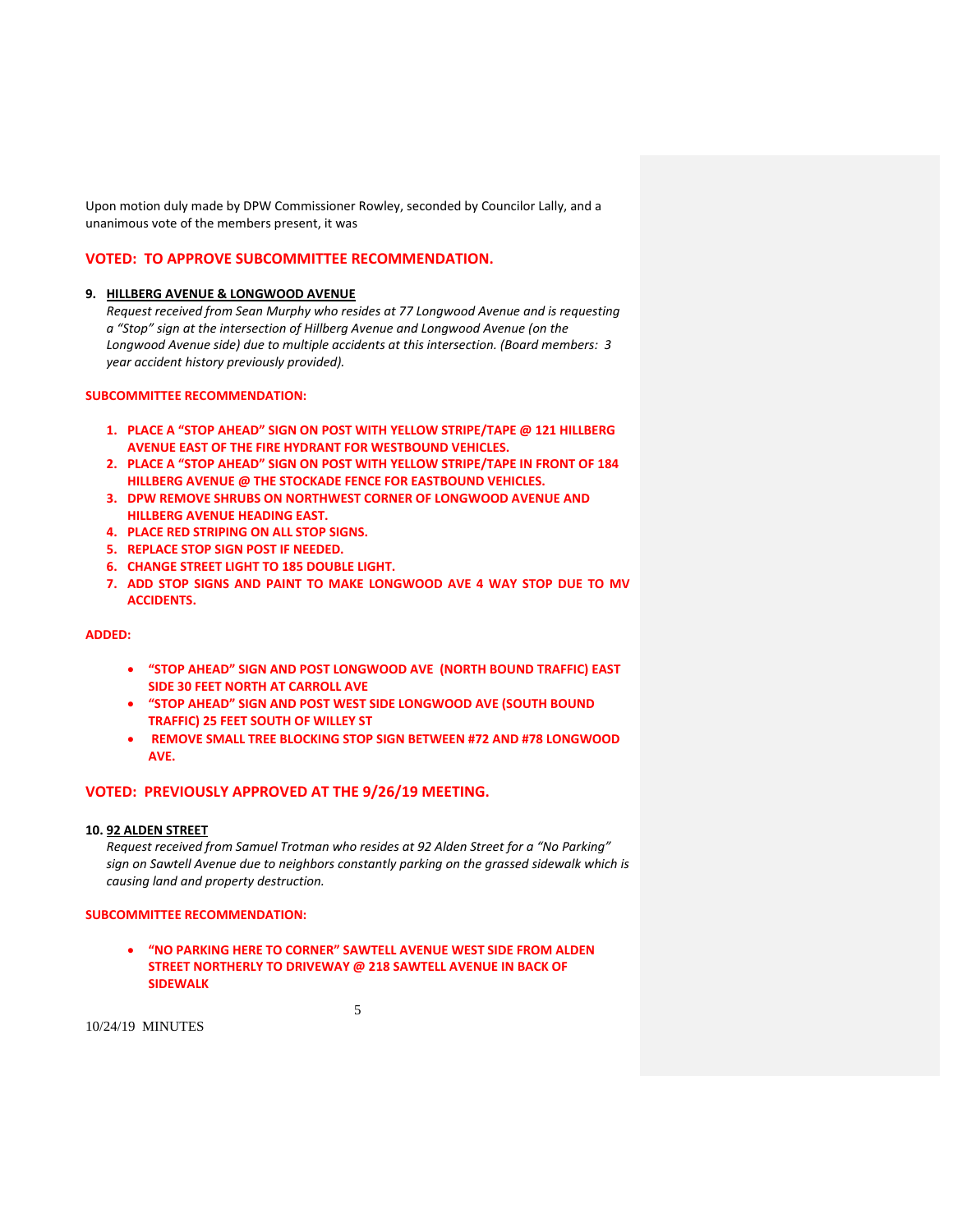Upon motion duly made by DPW Commissioner Rowley, seconded by Councilor Lally, and a unanimous vote of the members present, it was

**VOTED: TO APPROVE SUBCOMMITTEE RECOMMENDATION.**

**9. HILLBERG AVENUE & LONGWOOD AVENUE**

*Request received from Sean Murphy who resides at 77 Longwood Avenue and is requesting a "Stop" sign at the intersection of Hillberg Avenue and Longwood Avenue (on the Longwood Avenue side) due to multiple accidents at this intersection. (Board members: 3 year accident history previously provided).*

**SUBCOMMITTEE RECOMMENDATION:**

1. **PLACE A "STOP AHEAD" SIGN ON POST WITH YELLOW STRIPE/TAPE @ 121 HILLBERG AVENUE EAST OF THE FIRE HYDRANT FOR WESTBOUND VEHICLES.**
2. **PLACE A "STOP AHEAD" SIGN ON POST WITH YELLOW STRIPE/TAPE IN FRONT OF 184 HILLBERG AVENUE @ THE STOCKADE FENCE FOR EASTBOUND VEHICLES.**
3. **DPW REMOVE SHRUBS ON NORTHWEST CORNER OF LONGWOOD AVENUE AND HILLBERG AVENUE HEADING EAST.**
4. **PLACE RED STRIPING ON ALL STOP SIGNS.**
5. **REPLACE STOP SIGN POST IF NEEDED.**
6. **CHANGE STREET LIGHT TO 185 DOUBLE LIGHT.**
7. **ADD STOP SIGNS AND PAINT TO MAKE LONGWOOD AVE 4 WAY STOP DUE TO MV ACCIDENTS.**

**ADDED:**

- **"STOP AHEAD" SIGN AND POST LONGWOOD AVE (NORTH BOUND TRAFFIC) EAST SIDE 30 FEET NORTH AT CARROLL AVE**
- **"STOP AHEAD" SIGN AND POST WEST SIDE LONGWOOD AVE (SOUTH BOUND TRAFFIC) 25 FEET SOUTH OF WILLEY ST**
- **REMOVE SMALL TREE BLOCKING STOP SIGN BETWEEN #72 AND #78 LONGWOOD AVE.**

**VOTED: PREVIOUSLY APPROVED AT THE 9/26/19 MEETING.**

**10. 92 ALDEN STREET**

*Request received from Samuel Trotman who resides at 92 Alden Street for a "No Parking" sign on Sawtell Avenue due to neighbors constantly parking on the grassed sidewalk which is causing land and property destruction.*

**SUBCOMMITTEE RECOMMENDATION:**

- **"NO PARKING HERE TO CORNER" SAWTELL AVENUE WEST SIDE FROM ALDEN STREET NORTHERLY TO DRIVEWAY @ 218 SAWTELL AVENUE IN BACK OF SIDEWALK**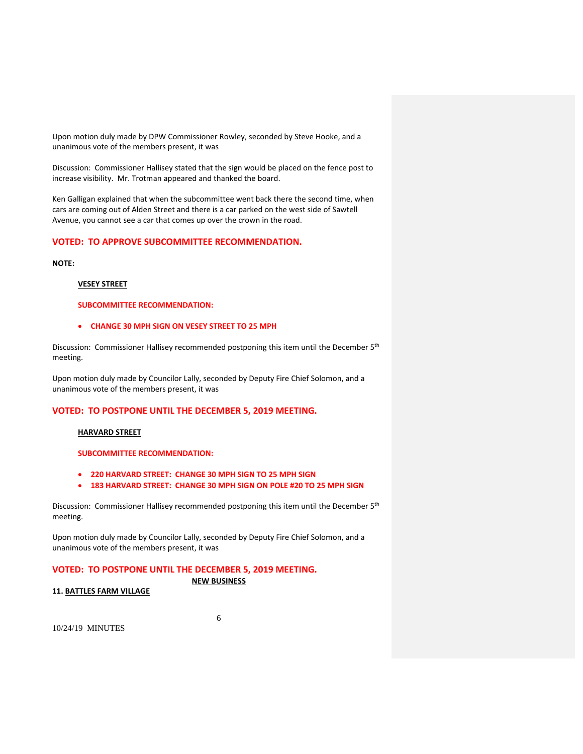Upon motion duly made by DPW Commissioner Rowley, seconded by Steve Hooke, and a unanimous vote of the members present, it was

Discussion: Commissioner Hallisey stated that the sign would be placed on the fence post to increase visibility. Mr. Trotman appeared and thanked the board.

Ken Galligan explained that when the subcommittee went back there the second time, when cars are coming out of Alden Street and there is a car parked on the west side of Sawtell Avenue, you cannot see a car that comes up over the crown in the road.

**VOTED: TO APPROVE SUBCOMMITTEE RECOMMENDATION.**

**NOTE:**

**VESEY STREET**

**SUBCOMMITTEE RECOMMENDATION:**

- **CHANGE 30 MPH SIGN ON VESEY STREET TO 25 MPH**

Discussion: Commissioner Hallisey recommended postponing this item until the December 5th meeting.

Upon motion duly made by Councilor Lally, seconded by Deputy Fire Chief Solomon, and a unanimous vote of the members present, it was

**VOTED: TO POSTPONE UNTIL THE DECEMBER 5, 2019 MEETING.**

**HARVARD STREET**

**SUBCOMMITTEE RECOMMENDATION:**

- **220 HARVARD STREET: CHANGE 30 MPH SIGN TO 25 MPH SIGN**
- **183 HARVARD STREET: CHANGE 30 MPH SIGN ON POLE #20 TO 25 MPH SIGN**

Discussion: Commissioner Hallisey recommended postponing this item until the December 5th meeting.

Upon motion duly made by Councilor Lally, seconded by Deputy Fire Chief Solomon, and a unanimous vote of the members present, it was

**VOTED: TO POSTPONE UNTIL THE DECEMBER 5, 2019 MEETING.**

**NEW BUSINESS**

**11. BATTLES FARM VILLAGE**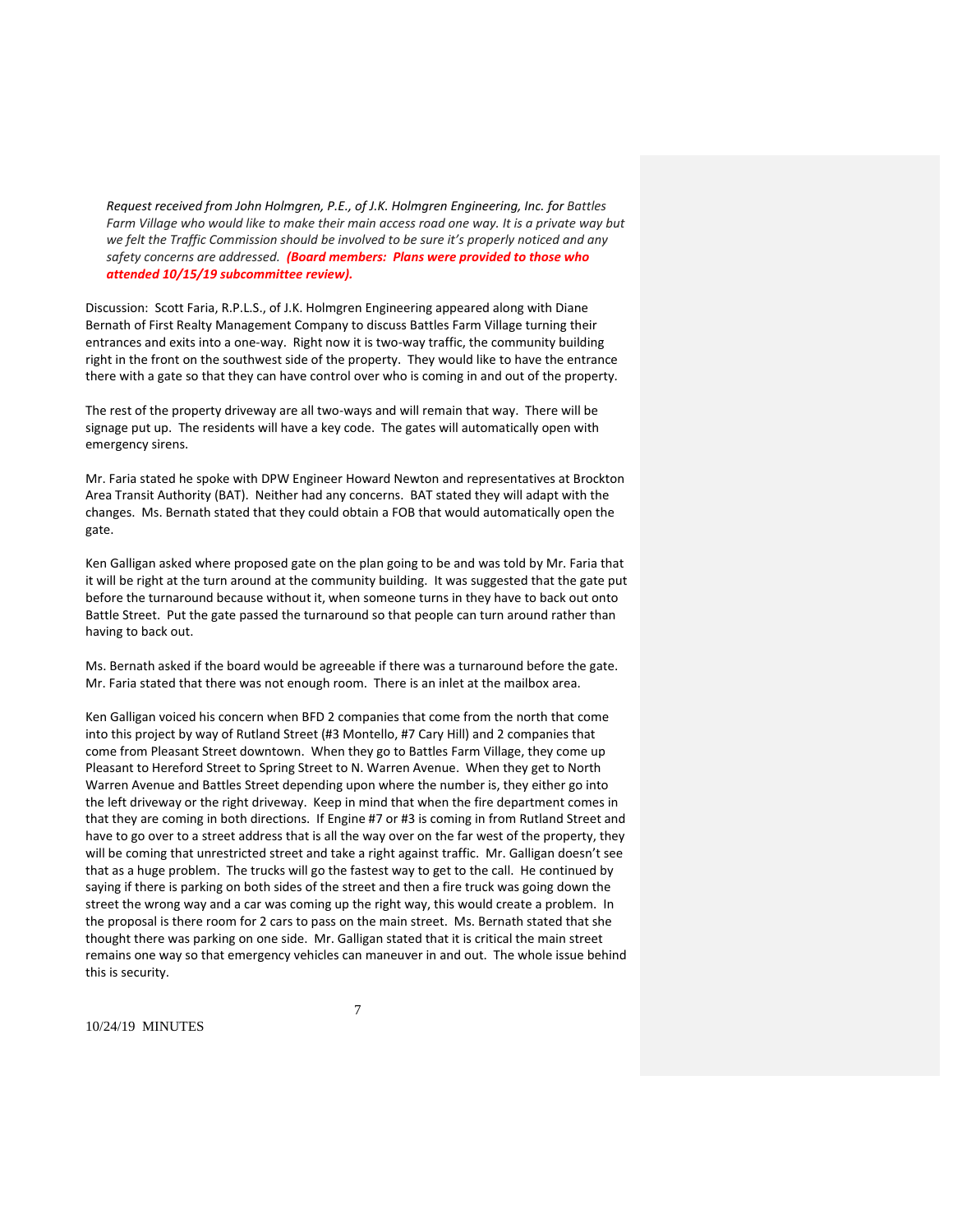*Request received from John Holmgren, P.E., of J.K. Holmgren Engineering, Inc. for Battles Farm Village who would like to make their main access road one way. It is a private way but we felt the Traffic Commission should be involved to be sure it's properly noticed and any safety concerns are addressed.* ***(Board members: Plans were provided to those who attended 10/15/19 subcommittee review).***

Discussion: Scott Faria, R.P.L.S., of J.K. Holmgren Engineering appeared along with Diane Bernath of First Realty Management Company to discuss Battles Farm Village turning their entrances and exits into a one-way. Right now it is two-way traffic, the community building right in the front on the southwest side of the property. They would like to have the entrance there with a gate so that they can have control over who is coming in and out of the property.

The rest of the property driveway are all two-ways and will remain that way. There will be signage put up. The residents will have a key code. The gates will automatically open with emergency sirens.

Mr. Faria stated he spoke with DPW Engineer Howard Newton and representatives at Brockton Area Transit Authority (BAT). Neither had any concerns. BAT stated they will adapt with the changes. Ms. Bernath stated that they could obtain a FOB that would automatically open the gate.

Ken Galligan asked where proposed gate on the plan going to be and was told by Mr. Faria that it will be right at the turn around at the community building. It was suggested that the gate put before the turnaround because without it, when someone turns in they have to back out onto Battle Street. Put the gate passed the turnaround so that people can turn around rather than having to back out.

Ms. Bernath asked if the board would be agreeable if there was a turnaround before the gate. Mr. Faria stated that there was not enough room. There is an inlet at the mailbox area.

Ken Galligan voiced his concern when BFD 2 companies that come from the north that come into this project by way of Rutland Street (#3 Montello, #7 Cary Hill) and 2 companies that come from Pleasant Street downtown. When they go to Battles Farm Village, they come up Pleasant to Hereford Street to Spring Street to N. Warren Avenue. When they get to North Warren Avenue and Battles Street depending upon where the number is, they either go into the left driveway or the right driveway. Keep in mind that when the fire department comes in that they are coming in both directions. If Engine #7 or #3 is coming in from Rutland Street and have to go over to a street address that is all the way over on the far west of the property, they will be coming that unrestricted street and take a right against traffic. Mr. Galligan doesn't see that as a huge problem. The trucks will go the fastest way to get to the call. He continued by saying if there is parking on both sides of the street and then a fire truck was going down the street the wrong way and a car was coming up the right way, this would create a problem. In the proposal is there room for 2 cars to pass on the main street. Ms. Bernath stated that she thought there was parking on one side. Mr. Galligan stated that it is critical the main street remains one way so that emergency vehicles can maneuver in and out. The whole issue behind this is security.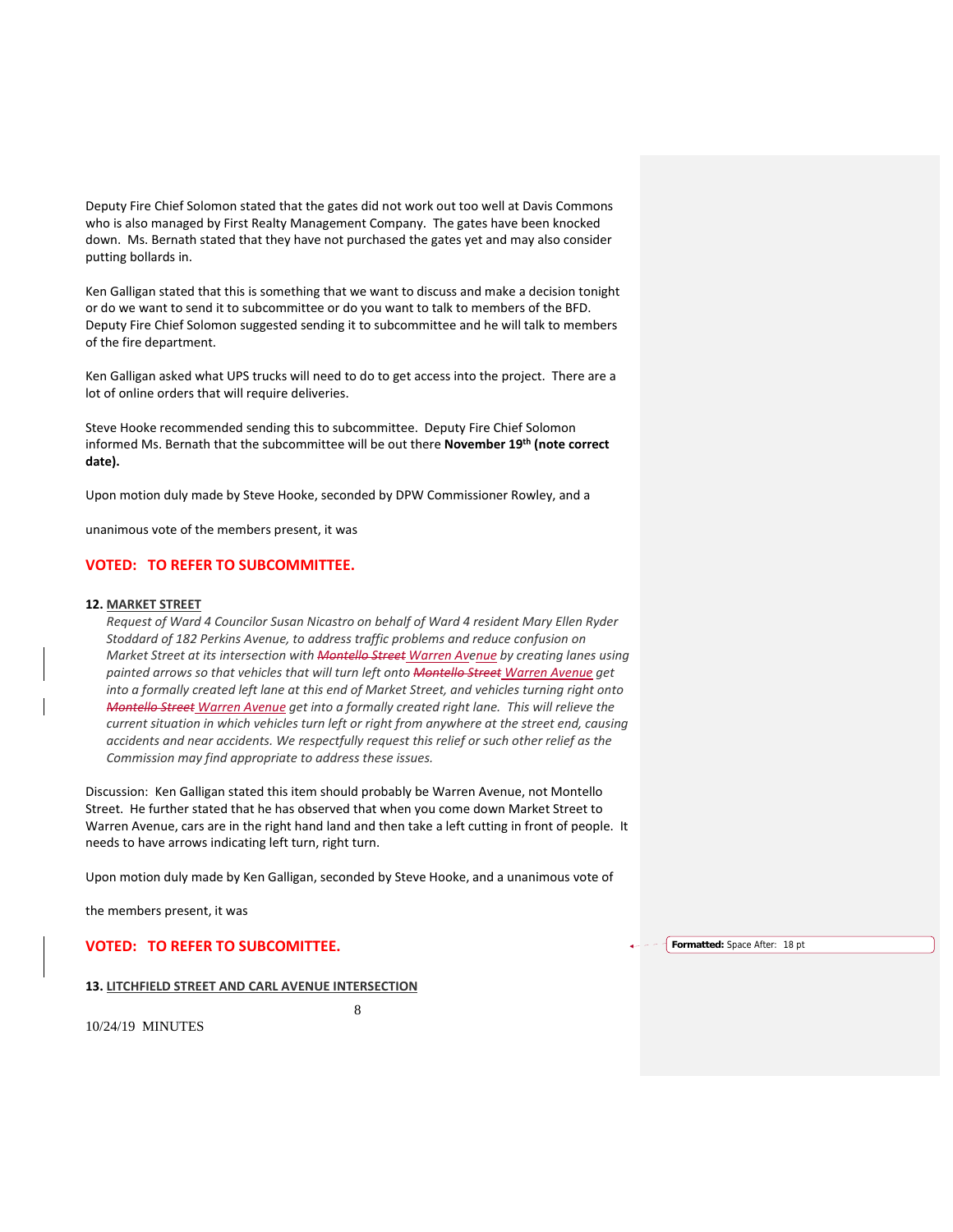Deputy Fire Chief Solomon stated that the gates did not work out too well at Davis Commons who is also managed by First Realty Management Company. The gates have been knocked down. Ms. Bernath stated that they have not purchased the gates yet and may also consider putting bollards in.

Ken Galligan stated that this is something that we want to discuss and make a decision tonight or do we want to send it to subcommittee or do you want to talk to members of the BFD. Deputy Fire Chief Solomon suggested sending it to subcommittee and he will talk to members of the fire department.

Ken Galligan asked what UPS trucks will need to do to get access into the project. There are a lot of online orders that will require deliveries.

Steve Hooke recommended sending this to subcommittee. Deputy Fire Chief Solomon informed Ms. Bernath that the subcommittee will be out there **November 19th (note correct date).**

Upon motion duly made by Steve Hooke, seconded by DPW Commissioner Rowley, and a unanimous vote of the members present, it was

**VOTED: TO REFER TO SUBCOMMITTEE.**

**12. MARKET STREET**

*Request of Ward 4 Councilor Susan Nicastro on behalf of Ward 4 resident Mary Ellen Ryder Stoddard of 182 Perkins Avenue, to address traffic problems and reduce confusion on Market Street at its intersection with ~~Montello Street~~ Warren Avenue by creating lanes using painted arrows so that vehicles that will turn left onto ~~Montello Street~~ Warren Avenue get into a formally created left lane at this end of Market Street, and vehicles turning right onto ~~Montello Street~~ Warren Avenue get into a formally created right lane. This will relieve the current situation in which vehicles turn left or right from anywhere at the street end, causing accidents and near accidents. We respectfully request this relief or such other relief as the Commission may find appropriate to address these issues.*

Discussion: Ken Galligan stated this item should probably be Warren Avenue, not Montello Street. He further stated that he has observed that when you come down Market Street to Warren Avenue, cars are in the right hand land and then take a left cutting in front of people. It needs to have arrows indicating left turn, right turn.

Upon motion duly made by Ken Galligan, seconded by Steve Hooke, and a unanimous vote of the members present, it was

**VOTED: TO REFER TO SUBCOMITTEE.**

**13. LITCHFIELD STREET AND CARL AVENUE INTERSECTION**

10/24/19 MINUTES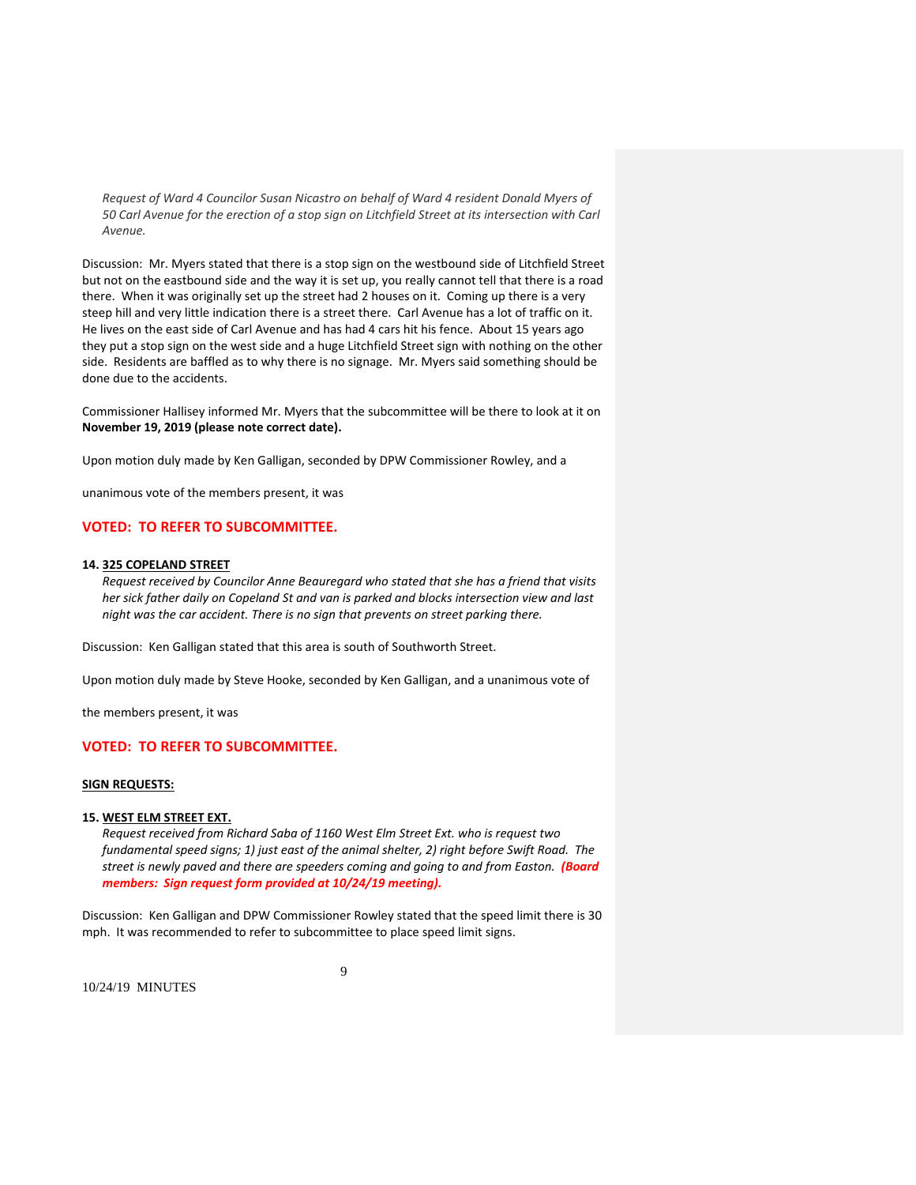*Request of Ward 4 Councilor Susan Nicastro on behalf of Ward 4 resident Donald Myers of 50 Carl Avenue for the erection of a stop sign on Litchfield Street at its intersection with Carl Avenue.*

Discussion: Mr. Myers stated that there is a stop sign on the westbound side of Litchfield Street but not on the eastbound side and the way it is set up, you really cannot tell that there is a road there. When it was originally set up the street had 2 houses on it. Coming up there is a very steep hill and very little indication there is a street there. Carl Avenue has a lot of traffic on it. He lives on the east side of Carl Avenue and has had 4 cars hit his fence. About 15 years ago they put a stop sign on the west side and a huge Litchfield Street sign with nothing on the other side. Residents are baffled as to why there is no signage. Mr. Myers said something should be done due to the accidents.

Commissioner Hallisey informed Mr. Myers that the subcommittee will be there to look at it on **November 19, 2019 (please note correct date).**

Upon motion duly made by Ken Galligan, seconded by DPW Commissioner Rowley, and a

unanimous vote of the members present, it was

**VOTED: TO REFER TO SUBCOMMITTEE.**

**14. 325 COPELAND STREET**

*Request received by Councilor Anne Beauregard who stated that she has a friend that visits her sick father daily on Copeland St and van is parked and blocks intersection view and last night was the car accident. There is no sign that prevents on street parking there.*

Discussion: Ken Galligan stated that this area is south of Southworth Street.

Upon motion duly made by Steve Hooke, seconded by Ken Galligan, and a unanimous vote of

the members present, it was

**VOTED: TO REFER TO SUBCOMMITTEE.**

**SIGN REQUESTS:**

**15. WEST ELM STREET EXT.**

*Request received from Richard Saba of 1160 West Elm Street Ext. who is request two fundamental speed signs; 1) just east of the animal shelter, 2) right before Swift Road. The street is newly paved and there are speeders coming and going to and from Easton.* ***(Board members: Sign request form provided at 10/24/19 meeting).***

Discussion: Ken Galligan and DPW Commissioner Rowley stated that the speed limit there is 30 mph. It was recommended to refer to subcommittee to place speed limit signs.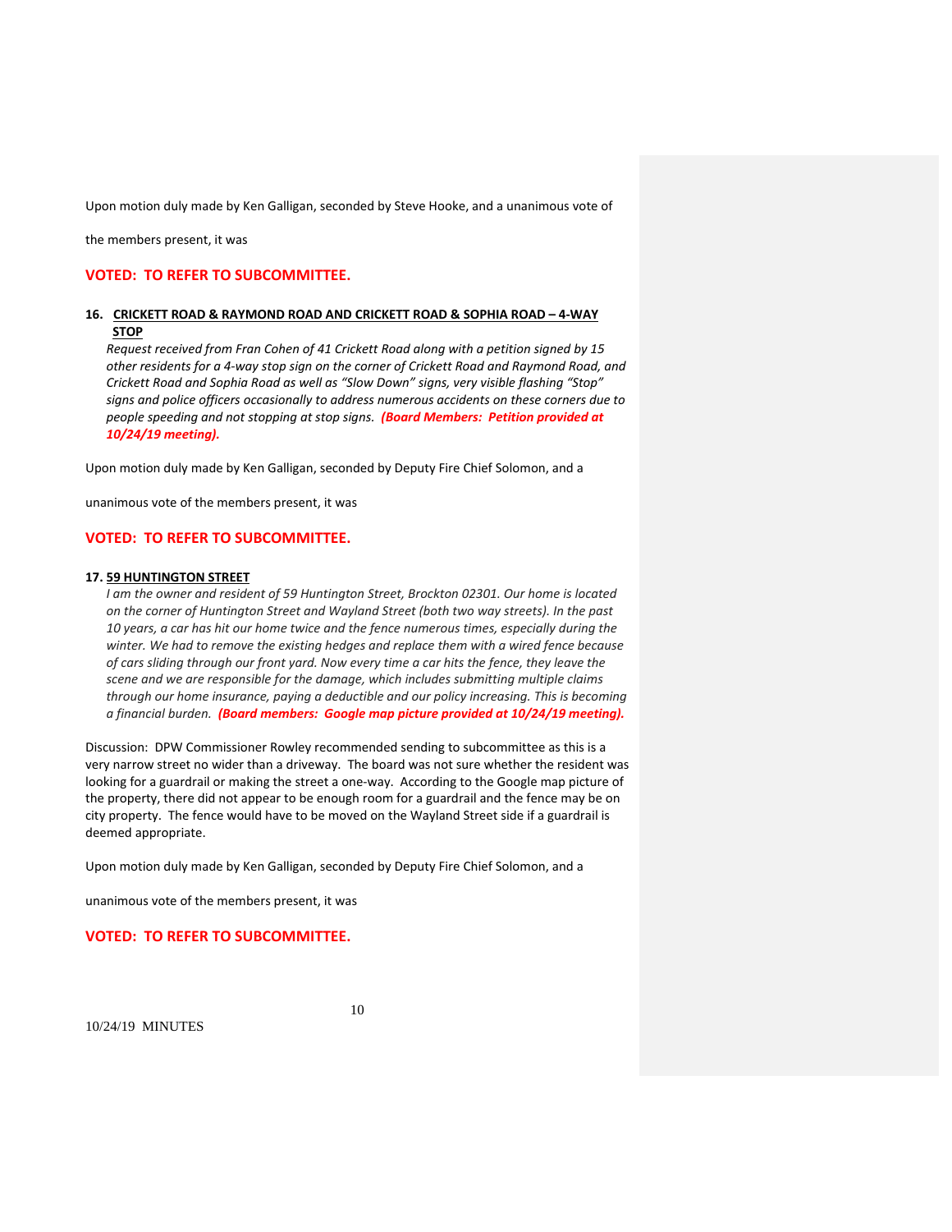Upon motion duly made by Ken Galligan, seconded by Steve Hooke, and a unanimous vote of

the members present, it was

**VOTED: TO REFER TO SUBCOMMITTEE.**

**16. CRICKETT ROAD & RAYMOND ROAD AND CRICKETT ROAD & SOPHIA ROAD – 4-WAY STOP**

*Request received from Fran Cohen of 41 Crickett Road along with a petition signed by 15 other residents for a 4-way stop sign on the corner of Crickett Road and Raymond Road, and Crickett Road and Sophia Road as well as "Slow Down" signs, very visible flashing "Stop" signs and police officers occasionally to address numerous accidents on these corners due to people speeding and not stopping at stop signs.* ***(Board Members: Petition provided at 10/24/19 meeting).***

Upon motion duly made by Ken Galligan, seconded by Deputy Fire Chief Solomon, and a

unanimous vote of the members present, it was

**VOTED: TO REFER TO SUBCOMMITTEE.**

**17. 59 HUNTINGTON STREET**

*I am the owner and resident of 59 Huntington Street, Brockton 02301. Our home is located on the corner of Huntington Street and Wayland Street (both two way streets). In the past 10 years, a car has hit our home twice and the fence numerous times, especially during the winter. We had to remove the existing hedges and replace them with a wired fence because of cars sliding through our front yard. Now every time a car hits the fence, they leave the scene and we are responsible for the damage, which includes submitting multiple claims through our home insurance, paying a deductible and our policy increasing. This is becoming a financial burden.* ***(Board members: Google map picture provided at 10/24/19 meeting).***

Discussion: DPW Commissioner Rowley recommended sending to subcommittee as this is a very narrow street no wider than a driveway. The board was not sure whether the resident was looking for a guardrail or making the street a one-way. According to the Google map picture of the property, there did not appear to be enough room for a guardrail and the fence may be on city property. The fence would have to be moved on the Wayland Street side if a guardrail is deemed appropriate.

Upon motion duly made by Ken Galligan, seconded by Deputy Fire Chief Solomon, and a

unanimous vote of the members present, it was

**VOTED: TO REFER TO SUBCOMMITTEE.**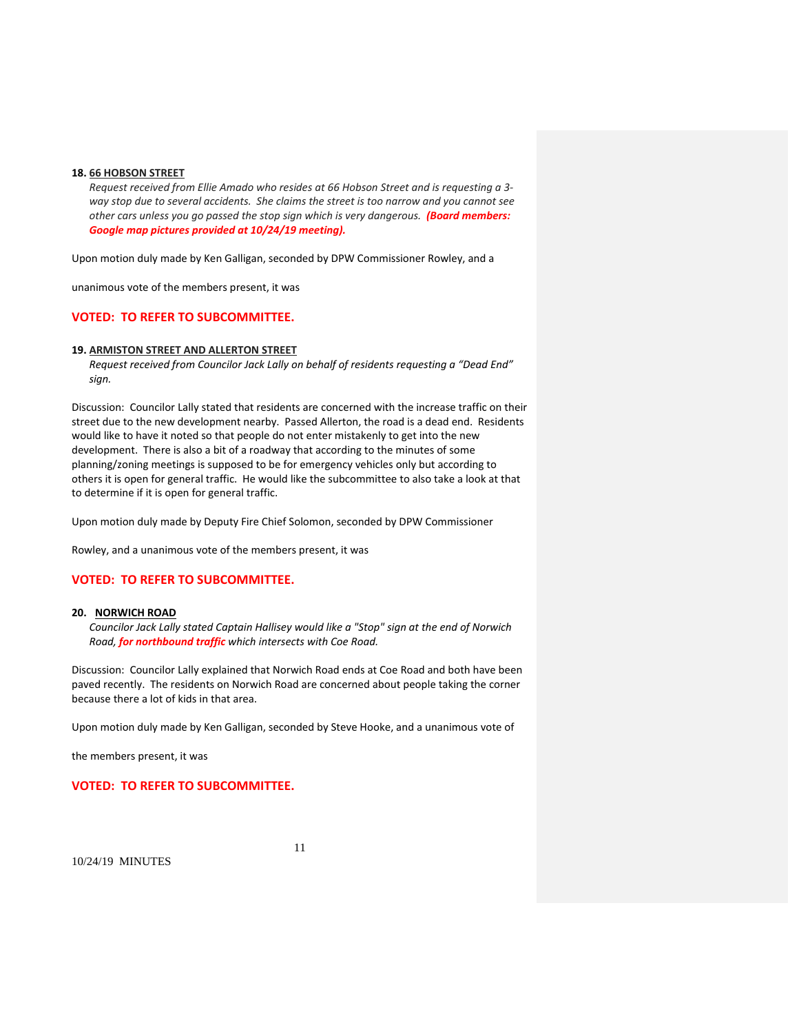**18. <u>66 HOBSON STREET</u>**

*Request received from Ellie Amado who resides at 66 Hobson Street and is requesting a 3-way stop due to several accidents. She claims the street is too narrow and you cannot see other cars unless you go passed the stop sign which is very dangerous.* ***(Board members: Google map pictures provided at 10/24/19 meeting).***

Upon motion duly made by Ken Galligan, seconded by DPW Commissioner Rowley, and a unanimous vote of the members present, it was

**VOTED: TO REFER TO SUBCOMMITTEE.**

**19. <u>ARMISTON STREET AND ALLERTON STREET</u>**

*Request received from Councilor Jack Lally on behalf of residents requesting a "Dead End" sign.*

Discussion: Councilor Lally stated that residents are concerned with the increase traffic on their street due to the new development nearby. Passed Allerton, the road is a dead end. Residents would like to have it noted so that people do not enter mistakenly to get into the new development. There is also a bit of a roadway that according to the minutes of some planning/zoning meetings is supposed to be for emergency vehicles only but according to others it is open for general traffic. He would like the subcommittee to also take a look at that to determine if it is open for general traffic.

Upon motion duly made by Deputy Fire Chief Solomon, seconded by DPW Commissioner Rowley, and a unanimous vote of the members present, it was

**VOTED: TO REFER TO SUBCOMMITTEE.**

**20. <u>NORWICH ROAD</u>**

*Councilor Jack Lally stated Captain Hallisey would like a "Stop" sign at the end of Norwich Road,* ***for northbound traffic*** *which intersects with Coe Road.*

Discussion: Councilor Lally explained that Norwich Road ends at Coe Road and both have been paved recently. The residents on Norwich Road are concerned about people taking the corner because there a lot of kids in that area.

Upon motion duly made by Ken Galligan, seconded by Steve Hooke, and a unanimous vote of the members present, it was

**VOTED: TO REFER TO SUBCOMMITTEE.**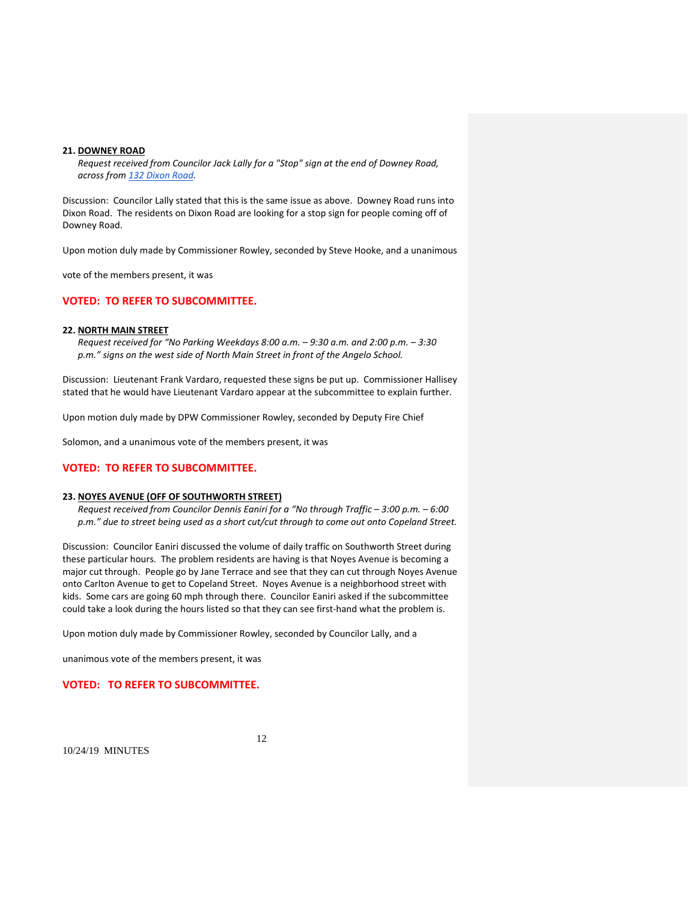**21. <u>DOWNEY ROAD</u>**

*Request received from Councilor Jack Lally for a "Stop" sign at the end of Downey Road, across from 132 Dixon Road.*

Discussion: Councilor Lally stated that this is the same issue as above. Downey Road runs into Dixon Road. The residents on Dixon Road are looking for a stop sign for people coming off of Downey Road.

Upon motion duly made by Commissioner Rowley, seconded by Steve Hooke, and a unanimous vote of the members present, it was

**VOTED: TO REFER TO SUBCOMMITTEE.**

**22. <u>NORTH MAIN STREET</u>**

*Request received for "No Parking Weekdays 8:00 a.m. – 9:30 a.m. and 2:00 p.m. – 3:30 p.m." signs on the west side of North Main Street in front of the Angelo School.*

Discussion: Lieutenant Frank Vardaro, requested these signs be put up. Commissioner Hallisey stated that he would have Lieutenant Vardaro appear at the subcommittee to explain further.

Upon motion duly made by DPW Commissioner Rowley, seconded by Deputy Fire Chief Solomon, and a unanimous vote of the members present, it was

**VOTED: TO REFER TO SUBCOMMITTEE.**

**23. <u>NOYES AVENUE (OFF OF SOUTHWORTH STREET)</u>**

*Request received from Councilor Dennis Eaniri for a "No through Traffic – 3:00 p.m. – 6:00 p.m." due to street being used as a short cut/cut through to come out onto Copeland Street.*

Discussion: Councilor Eaniri discussed the volume of daily traffic on Southworth Street during these particular hours. The problem residents are having is that Noyes Avenue is becoming a major cut through. People go by Jane Terrace and see that they can cut through Noyes Avenue onto Carlton Avenue to get to Copeland Street. Noyes Avenue is a neighborhood street with kids. Some cars are going 60 mph through there. Councilor Eaniri asked if the subcommittee could take a look during the hours listed so that they can see first-hand what the problem is.

Upon motion duly made by Commissioner Rowley, seconded by Councilor Lally, and a unanimous vote of the members present, it was

**VOTED: TO REFER TO SUBCOMMITTEE.**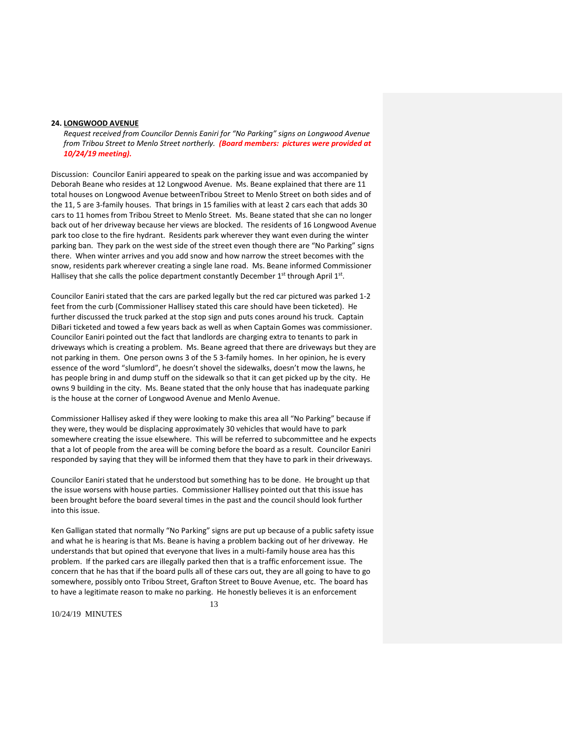**24. <u>LONGWOOD AVENUE</u>**

*Request received from Councilor Dennis Eaniri for "No Parking" signs on Longwood Avenue from Tribou Street to Menlo Street northerly.* ***(Board members: pictures were provided at 10/24/19 meeting).***

Discussion: Councilor Eaniri appeared to speak on the parking issue and was accompanied by Deborah Beane who resides at 12 Longwood Avenue. Ms. Beane explained that there are 11 total houses on Longwood Avenue betweenTribou Street to Menlo Street on both sides and of the 11, 5 are 3-family houses. That brings in 15 families with at least 2 cars each that adds 30 cars to 11 homes from Tribou Street to Menlo Street. Ms. Beane stated that she can no longer back out of her driveway because her views are blocked. The residents of 16 Longwood Avenue park too close to the fire hydrant. Residents park wherever they want even during the winter parking ban. They park on the west side of the street even though there are "No Parking" signs there. When winter arrives and you add snow and how narrow the street becomes with the snow, residents park wherever creating a single lane road. Ms. Beane informed Commissioner Hallisey that she calls the police department constantly December 1st through April 1st.

Councilor Eaniri stated that the cars are parked legally but the red car pictured was parked 1-2 feet from the curb (Commissioner Hallisey stated this care should have been ticketed). He further discussed the truck parked at the stop sign and puts cones around his truck. Captain DiBari ticketed and towed a few years back as well as when Captain Gomes was commissioner. Councilor Eaniri pointed out the fact that landlords are charging extra to tenants to park in driveways which is creating a problem. Ms. Beane agreed that there are driveways but they are not parking in them. One person owns 3 of the 5 3-family homes. In her opinion, he is every essence of the word "slumlord", he doesn't shovel the sidewalks, doesn't mow the lawns, he has people bring in and dump stuff on the sidewalk so that it can get picked up by the city. He owns 9 building in the city. Ms. Beane stated that the only house that has inadequate parking is the house at the corner of Longwood Avenue and Menlo Avenue.

Commissioner Hallisey asked if they were looking to make this area all "No Parking" because if they were, they would be displacing approximately 30 vehicles that would have to park somewhere creating the issue elsewhere. This will be referred to subcommittee and he expects that a lot of people from the area will be coming before the board as a result. Councilor Eaniri responded by saying that they will be informed them that they have to park in their driveways.

Councilor Eaniri stated that he understood but something has to be done. He brought up that the issue worsens with house parties. Commissioner Hallisey pointed out that this issue has been brought before the board several times in the past and the council should look further into this issue.

Ken Galligan stated that normally "No Parking" signs are put up because of a public safety issue and what he is hearing is that Ms. Beane is having a problem backing out of her driveway. He understands that but opined that everyone that lives in a multi-family house area has this problem. If the parked cars are illegally parked then that is a traffic enforcement issue. The concern that he has that if the board pulls all of these cars out, they are all going to have to go somewhere, possibly onto Tribou Street, Grafton Street to Bouve Avenue, etc. The board has to have a legitimate reason to make no parking. He honestly believes it is an enforcement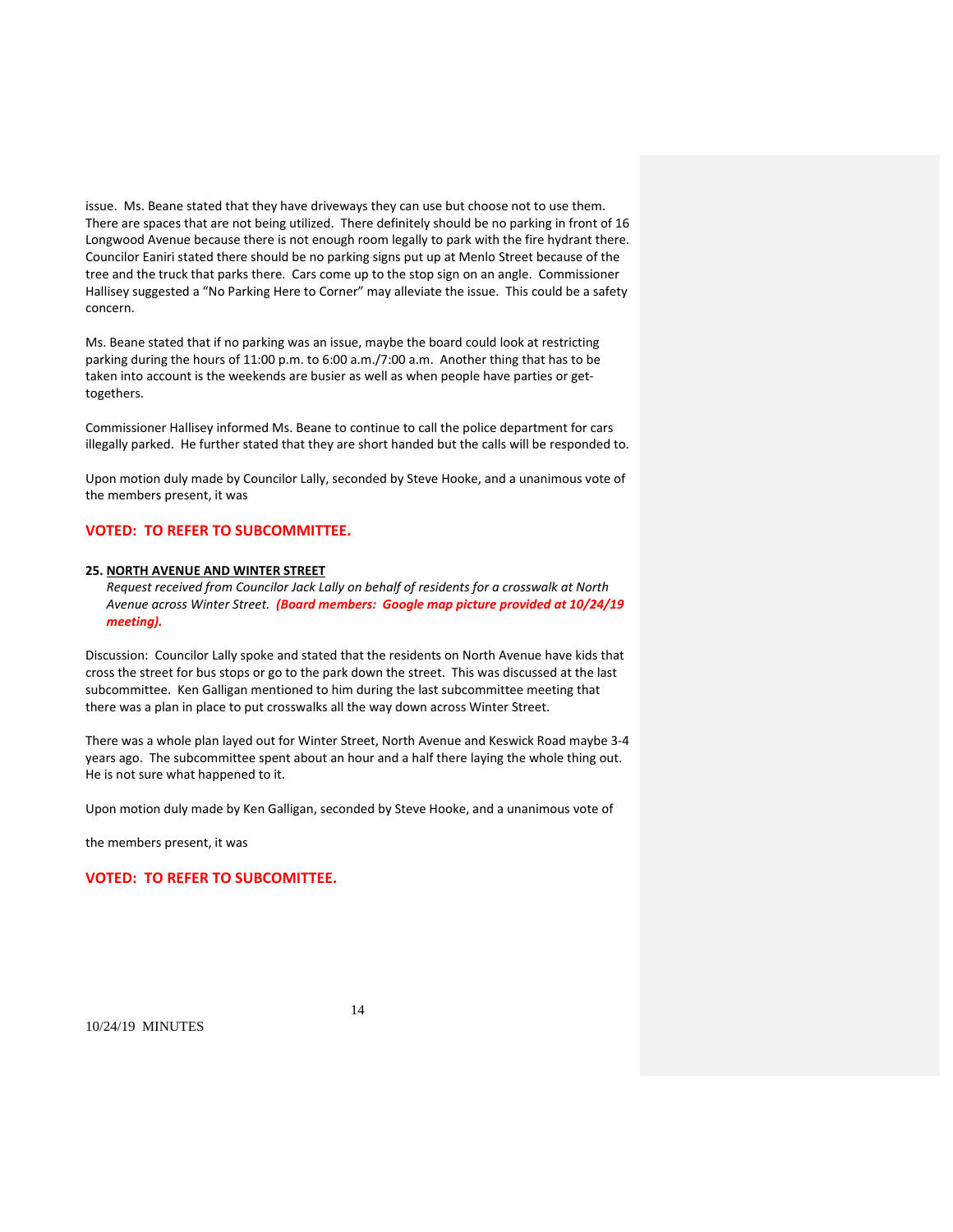issue. Ms. Beane stated that they have driveways they can use but choose not to use them. There are spaces that are not being utilized. There definitely should be no parking in front of 16 Longwood Avenue because there is not enough room legally to park with the fire hydrant there. Councilor Eaniri stated there should be no parking signs put up at Menlo Street because of the tree and the truck that parks there. Cars come up to the stop sign on an angle. Commissioner Hallisey suggested a "No Parking Here to Corner" may alleviate the issue. This could be a safety concern.

Ms. Beane stated that if no parking was an issue, maybe the board could look at restricting parking during the hours of 11:00 p.m. to 6:00 a.m./7:00 a.m. Another thing that has to be taken into account is the weekends are busier as well as when people have parties or get-togethers.

Commissioner Hallisey informed Ms. Beane to continue to call the police department for cars illegally parked. He further stated that they are short handed but the calls will be responded to.

Upon motion duly made by Councilor Lally, seconded by Steve Hooke, and a unanimous vote of the members present, it was

**VOTED: TO REFER TO SUBCOMMITTEE.**

**25. NORTH AVENUE AND WINTER STREET**

*Request received from Councilor Jack Lally on behalf of residents for a crosswalk at North Avenue across Winter Street.* ***(Board members: Google map picture provided at 10/24/19 meeting).***

Discussion: Councilor Lally spoke and stated that the residents on North Avenue have kids that cross the street for bus stops or go to the park down the street. This was discussed at the last subcommittee. Ken Galligan mentioned to him during the last subcommittee meeting that there was a plan in place to put crosswalks all the way down across Winter Street.

There was a whole plan layed out for Winter Street, North Avenue and Keswick Road maybe 3-4 years ago. The subcommittee spent about an hour and a half there laying the whole thing out. He is not sure what happened to it.

Upon motion duly made by Ken Galligan, seconded by Steve Hooke, and a unanimous vote of

the members present, it was

**VOTED: TO REFER TO SUBCOMITTEE.**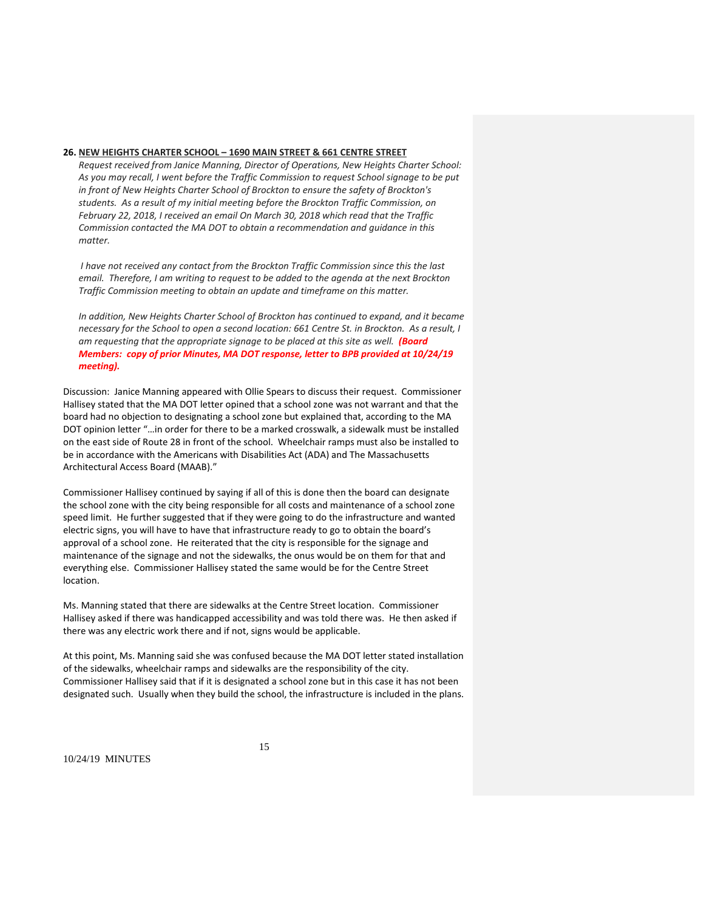**26. NEW HEIGHTS CHARTER SCHOOL – 1690 MAIN STREET & 661 CENTRE STREET**

*Request received from Janice Manning, Director of Operations, New Heights Charter School: As you may recall, I went before the Traffic Commission to request School signage to be put in front of New Heights Charter School of Brockton to ensure the safety of Brockton's students. As a result of my initial meeting before the Brockton Traffic Commission, on February 22, 2018, I received an email On March 30, 2018 which read that the Traffic Commission contacted the MA DOT to obtain a recommendation and guidance in this matter.*

*I have not received any contact from the Brockton Traffic Commission since this the last email. Therefore, I am writing to request to be added to the agenda at the next Brockton Traffic Commission meeting to obtain an update and timeframe on this matter.*

*In addition, New Heights Charter School of Brockton has continued to expand, and it became necessary for the School to open a second location: 661 Centre St. in Brockton. As a result, I am requesting that the appropriate signage to be placed at this site as well.* ***(Board Members: copy of prior Minutes, MA DOT response, letter to BPB provided at 10/24/19 meeting).***

Discussion: Janice Manning appeared with Ollie Spears to discuss their request. Commissioner Hallisey stated that the MA DOT letter opined that a school zone was not warrant and that the board had no objection to designating a school zone but explained that, according to the MA DOT opinion letter "…in order for there to be a marked crosswalk, a sidewalk must be installed on the east side of Route 28 in front of the school. Wheelchair ramps must also be installed to be in accordance with the Americans with Disabilities Act (ADA) and The Massachusetts Architectural Access Board (MAAB)."

Commissioner Hallisey continued by saying if all of this is done then the board can designate the school zone with the city being responsible for all costs and maintenance of a school zone speed limit. He further suggested that if they were going to do the infrastructure and wanted electric signs, you will have to have that infrastructure ready to go to obtain the board's approval of a school zone. He reiterated that the city is responsible for the signage and maintenance of the signage and not the sidewalks, the onus would be on them for that and everything else. Commissioner Hallisey stated the same would be for the Centre Street location.

Ms. Manning stated that there are sidewalks at the Centre Street location. Commissioner Hallisey asked if there was handicapped accessibility and was told there was. He then asked if there was any electric work there and if not, signs would be applicable.

At this point, Ms. Manning said she was confused because the MA DOT letter stated installation of the sidewalks, wheelchair ramps and sidewalks are the responsibility of the city. Commissioner Hallisey said that if it is designated a school zone but in this case it has not been designated such. Usually when they build the school, the infrastructure is included in the plans.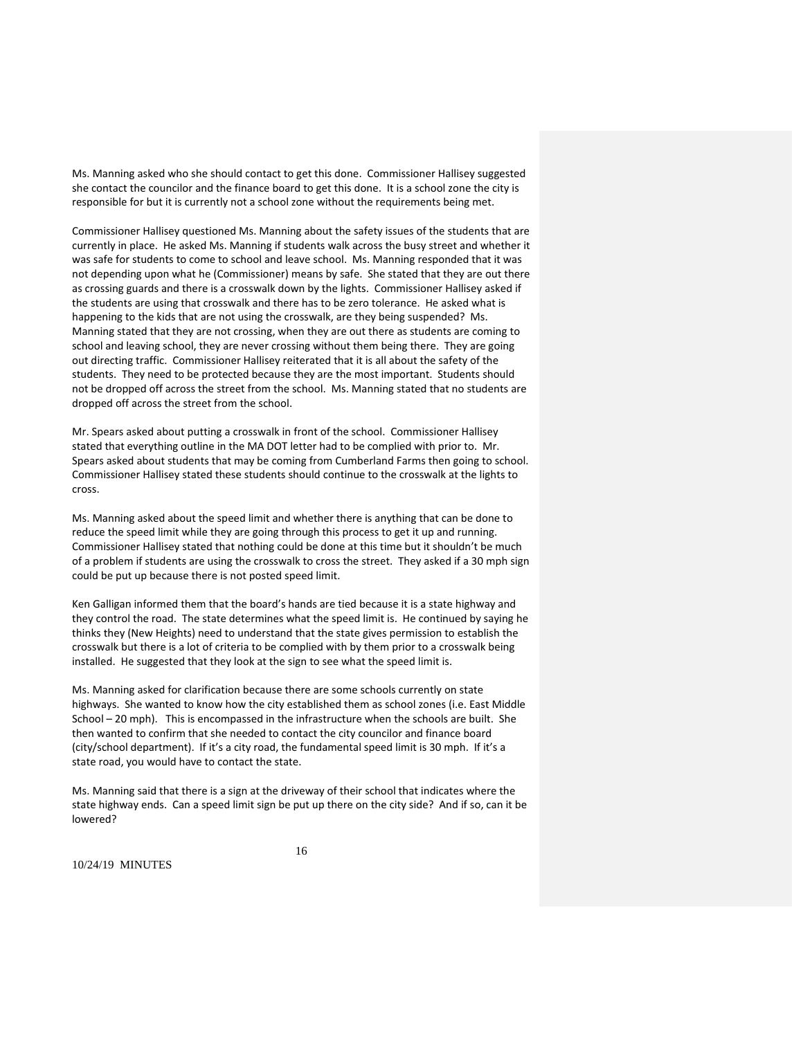Ms. Manning asked who she should contact to get this done. Commissioner Hallisey suggested she contact the councilor and the finance board to get this done. It is a school zone the city is responsible for but it is currently not a school zone without the requirements being met.

Commissioner Hallisey questioned Ms. Manning about the safety issues of the students that are currently in place. He asked Ms. Manning if students walk across the busy street and whether it was safe for students to come to school and leave school. Ms. Manning responded that it was not depending upon what he (Commissioner) means by safe. She stated that they are out there as crossing guards and there is a crosswalk down by the lights. Commissioner Hallisey asked if the students are using that crosswalk and there has to be zero tolerance. He asked what is happening to the kids that are not using the crosswalk, are they being suspended? Ms. Manning stated that they are not crossing, when they are out there as students are coming to school and leaving school, they are never crossing without them being there. They are going out directing traffic. Commissioner Hallisey reiterated that it is all about the safety of the students. They need to be protected because they are the most important. Students should not be dropped off across the street from the school. Ms. Manning stated that no students are dropped off across the street from the school.

Mr. Spears asked about putting a crosswalk in front of the school. Commissioner Hallisey stated that everything outline in the MA DOT letter had to be complied with prior to. Mr. Spears asked about students that may be coming from Cumberland Farms then going to school. Commissioner Hallisey stated these students should continue to the crosswalk at the lights to cross.

Ms. Manning asked about the speed limit and whether there is anything that can be done to reduce the speed limit while they are going through this process to get it up and running. Commissioner Hallisey stated that nothing could be done at this time but it shouldn't be much of a problem if students are using the crosswalk to cross the street. They asked if a 30 mph sign could be put up because there is not posted speed limit.

Ken Galligan informed them that the board's hands are tied because it is a state highway and they control the road. The state determines what the speed limit is. He continued by saying he thinks they (New Heights) need to understand that the state gives permission to establish the crosswalk but there is a lot of criteria to be complied with by them prior to a crosswalk being installed. He suggested that they look at the sign to see what the speed limit is.

Ms. Manning asked for clarification because there are some schools currently on state highways. She wanted to know how the city established them as school zones (i.e. East Middle School – 20 mph). This is encompassed in the infrastructure when the schools are built. She then wanted to confirm that she needed to contact the city councilor and finance board (city/school department). If it's a city road, the fundamental speed limit is 30 mph. If it's a state road, you would have to contact the state.

Ms. Manning said that there is a sign at the driveway of their school that indicates where the state highway ends. Can a speed limit sign be put up there on the city side? And if so, can it be lowered?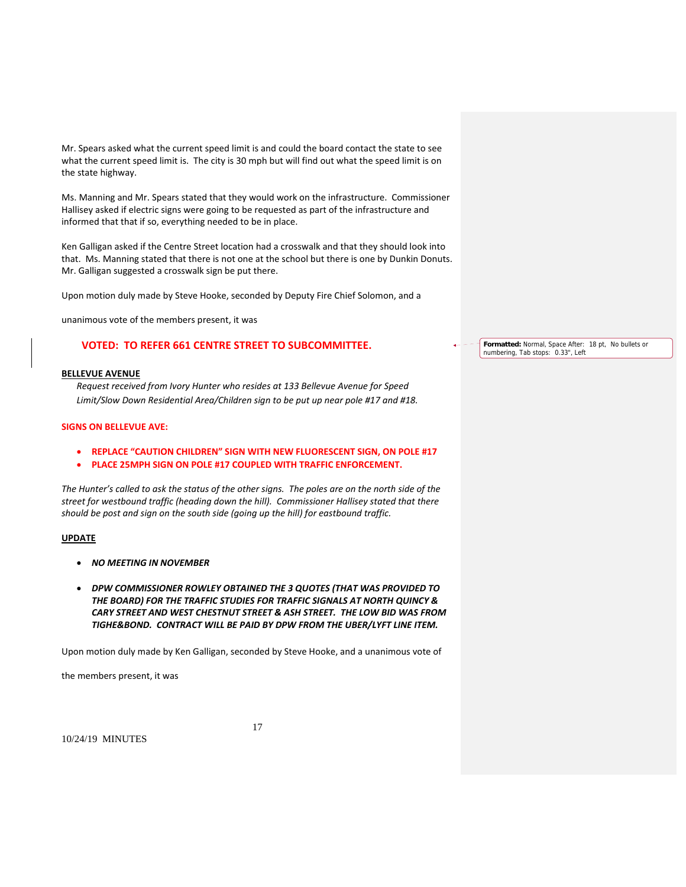Mr. Spears asked what the current speed limit is and could the board contact the state to see what the current speed limit is. The city is 30 mph but will find out what the speed limit is on the state highway.

Ms. Manning and Mr. Spears stated that they would work on the infrastructure. Commissioner Hallisey asked if electric signs were going to be requested as part of the infrastructure and informed that that if so, everything needed to be in place.

Ken Galligan asked if the Centre Street location had a crosswalk and that they should look into that. Ms. Manning stated that there is not one at the school but there is one by Dunkin Donuts. Mr. Galligan suggested a crosswalk sign be put there.

Upon motion duly made by Steve Hooke, seconded by Deputy Fire Chief Solomon, and a

unanimous vote of the members present, it was

**VOTED: TO REFER 661 CENTRE STREET TO SUBCOMMITTEE.**

**BELLEVUE AVENUE**

*Request received from Ivory Hunter who resides at 133 Bellevue Avenue for Speed Limit/Slow Down Residential Area/Children sign to be put up near pole #17 and #18.*

**SIGNS ON BELLEVUE AVE:**

- **REPLACE "CAUTION CHILDREN" SIGN WITH NEW FLUORESCENT SIGN, ON POLE #17**
- **PLACE 25MPH SIGN ON POLE #17 COUPLED WITH TRAFFIC ENFORCEMENT.**

*The Hunter's called to ask the status of the other signs. The poles are on the north side of the street for westbound traffic (heading down the hill). Commissioner Hallisey stated that there should be post and sign on the south side (going up the hill) for eastbound traffic.*

**UPDATE**

- ***NO MEETING IN NOVEMBER***
- ***DPW COMMISSIONER ROWLEY OBTAINED THE 3 QUOTES (THAT WAS PROVIDED TO THE BOARD) FOR THE TRAFFIC STUDIES FOR TRAFFIC SIGNALS AT NORTH QUINCY & CARY STREET AND WEST CHESTNUT STREET & ASH STREET. THE LOW BID WAS FROM TIGHE&BOND. CONTRACT WILL BE PAID BY DPW FROM THE UBER/LYFT LINE ITEM.***

Upon motion duly made by Ken Galligan, seconded by Steve Hooke, and a unanimous vote of

the members present, it was

10/24/19 MINUTES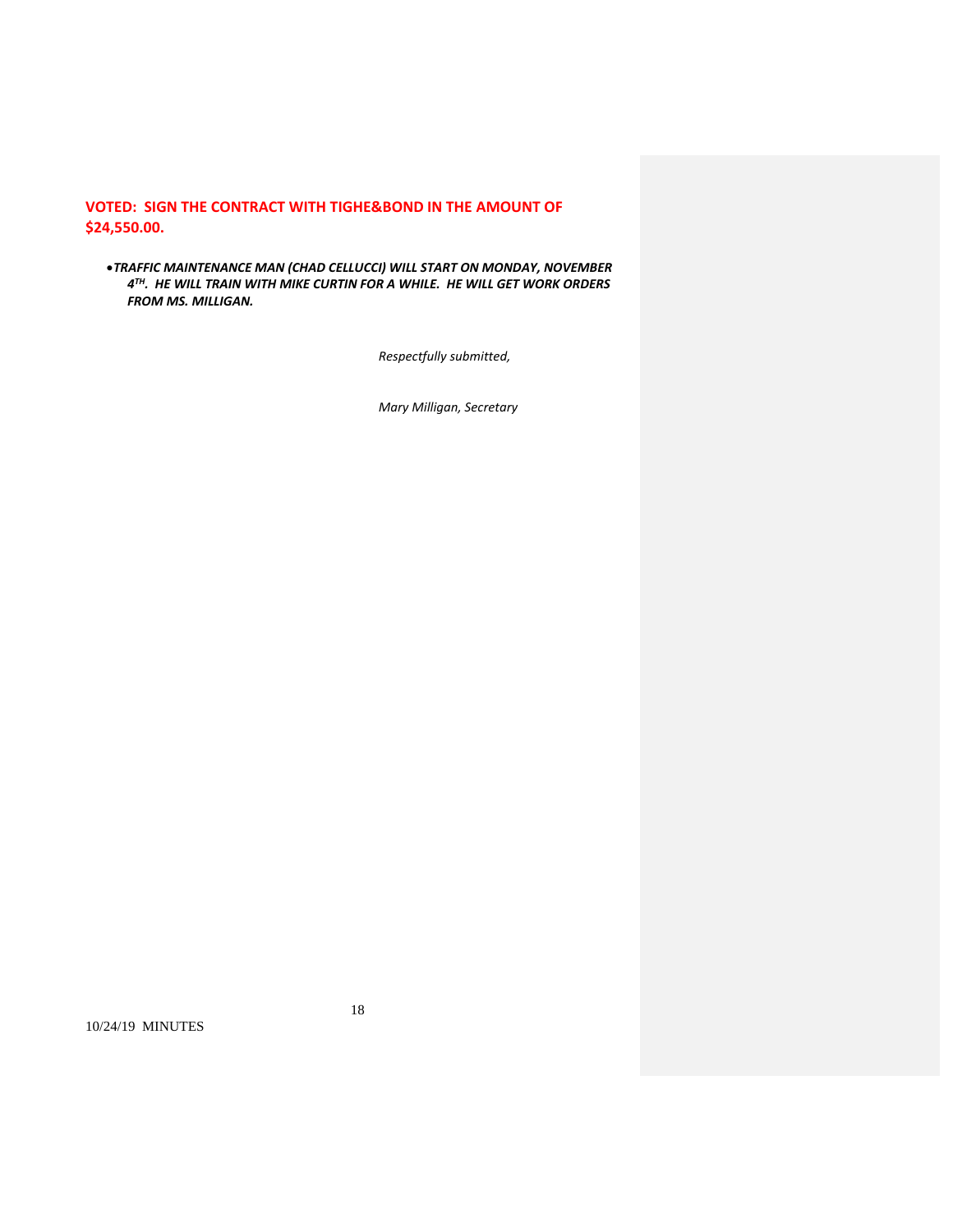**VOTED: SIGN THE CONTRACT WITH TIGHE&BOND IN THE AMOUNT OF $24,550.00.**

- ***TRAFFIC MAINTENANCE MAN (CHAD CELLUCCI) WILL START ON MONDAY, NOVEMBER 4TH. HE WILL TRAIN WITH MIKE CURTIN FOR A WHILE. HE WILL GET WORK ORDERS FROM MS. MILLIGAN.***

*Respectfully submitted,*

*Mary Milligan, Secretary*